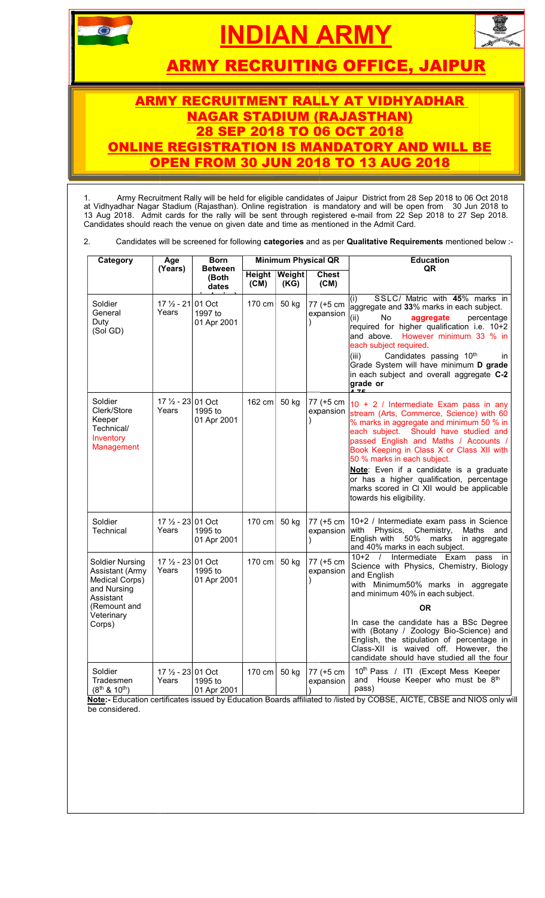# INDIAN ARMY

## ARMY RECRUITING OFFICE, JAIPUR

## ARMY RECRUITMENT RALLY AT VIDHYADHAR NAGAR STADIUM (RAJASTHAN) 28 SEP 2018 TO 06 OCT 2018 ONLINE REGISTRATION IS MANDATORY AND WILL BE OPEN FROM 30 JUN 2018 TO 13 AUG 2018

1. Army Recruitment Rally will be held for eligible candidates of Jaipur District from 28 Sep 2018 to 06 Oct 2018 at Vidhyadhar Nagar Stadium (Rajasthan). Online registration is mandatory and will be open from 30 Jun 2018 to 13 Aug 2018. Admit cards for the rally will be sent through registered e-mail from 22 Sep 2018 to 27 Sep 2018. Candidates should reach the venue on given date and time as mentioned in the Admit Card.

2. Candidates will be screened for following **categories** and as per **Qualitative Requirements** mentioned below :-

| Category | Age (Years) | Born Between (Both dates inclusive) | Minimum Physical QR | | | Education QR |
|---|---|---|---|---|---|---|
| | | | Height (CM) | Weight (KG) | Chest (CM) | |
| Soldier General Duty (Sol GD) | 17 ½ - 21 Years | 01 Oct 1997 to 01 Apr 2001 | 170 cm | 50 kg | 77 (+5 cm expansion) | (i) SSLC/ Matric with **45**% marks in aggregate and **33**% marks in each subject. (ii) No **aggregate** percentage required for higher qualification i.e. 10+2 and above. However minimum 33 % in each subject required. (iii) Candidates passing 10th in Grade System will have minimum **D grade** in each subject and overall aggregate **C-2 grade or 4.75** |
| Soldier Clerk/Store Keeper Technical/ Inventory Management | 17 ½ - 23 Years | 01 Oct 1995 to 01 Apr 2001 | 162 cm | 50 kg | 77 (+5 cm expansion) | 10 + 2 / Intermediate Exam pass in any stream (Arts, Commerce, Science) with 60 % marks in aggregate and minimum 50 % in each subject. Should have studied and passed English and Maths / Accounts / Book Keeping in Class X or Class XII with 50 % marks in each subject. **Note**: Even if a candidate is a graduate or has a higher qualification, percentage marks scored in Cl XII would be applicable towards his eligibility. |
| Soldier Technical | 17 ½ - 23 Years | 01 Oct 1995 to 01 Apr 2001 | 170 cm | 50 kg | 77 (+5 cm expansion) | 10+2 / Intermediate exam pass in Science with Physics, Chemistry, Maths and English with 50% marks in aggregate and 40% marks in each subject. |
| Soldier Nursing Assistant (Army Medical Corps) and Nursing Assistant (Remount and Veterinary Corps) | 17 ½ - 23 Years | 01 Oct 1995 to 01 Apr 2001 | 170 cm | 50 kg | 77 (+5 cm expansion) | 10+2 / Intermediate Exam pass in Science with Physics, Chemistry, Biology and English with Minimum50% marks in aggregate and minimum 40% in each subject. **OR** In case the candidate has a BSc Degree with (Botany / Zoology Bio-Science) and English, the stipulation of percentage in Class-XII is waived off. However, the candidate should have studied all the four |
| Soldier Tradesmen (8th & 10th) | 17 ½ - 23 Years | 01 Oct 1995 to 01 Apr 2001 | 170 cm | 50 kg | 77 (+5 cm expansion) | 10th Pass / ITI (Except Mess Keeper and House Keeper who must be 8th pass) |

**Note:-** Education certificates issued by Education Boards affiliated to /listed by COBSE, AICTE, CBSE and NIOS only will be considered.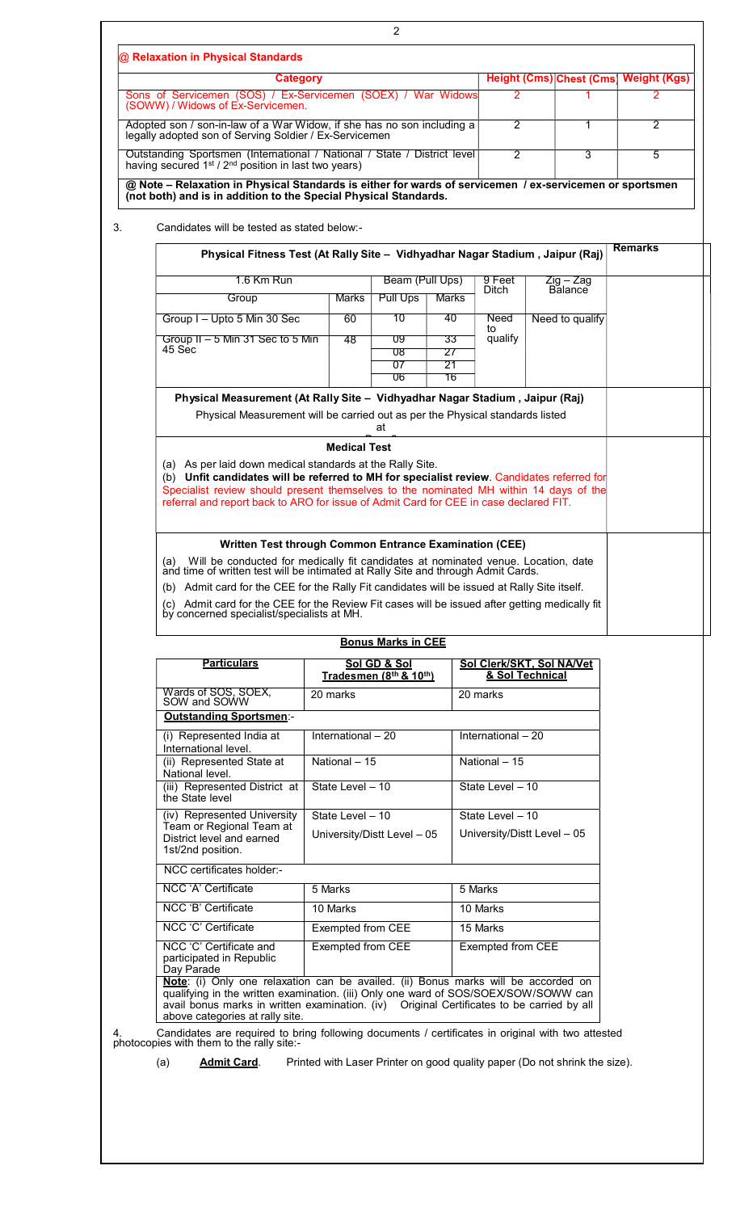**@ Relaxation in Physical Standards**

| Category | Height (Cms) | Chest (Cms) | Weight (Kgs) |
|---|---|---|---|
| Sons of Servicemen (SOS) / Ex-Servicemen (SOEX) / War Widows (SOWW) / Widows of Ex-Servicemen. | 2 | 1 | 2 |
| Adopted son / son-in-law of a War Widow, if she has no son including a legally adopted son of Serving Soldier / Ex-Servicemen | 2 | 1 | 2 |
| Outstanding Sportsmen (International / National / State / District level having secured 1st / 2nd position in last two years) | 2 | 3 | 5 |

**@ Note – Relaxation in Physical Standards is either for wards of servicemen / ex-servicemen or sportsmen (not both) and is in addition to the Special Physical Standards.**

3. Candidates will be tested as stated below:-

**Physical Fitness Test (At Rally Site – Vidhyadhar Nagar Stadium , Jaipur (Raj)**

| 1.6 Km Run | | Beam (Pull Ups) | | 9 Feet Ditch | Zig – Zag Balance | Remarks |
|---|---|---|---|---|---|---|
| Group | Marks | Pull Ups | Marks | | | |
| Group I – Upto 5 Min 30 Sec | 60 | 10 | 40 | Need to qualify | Need to qualify | |
| Group II – 5 Min 31 Sec to 5 Min 45 Sec | 48 | 09 | 33 | | | |
| | | 08 | 27 | | | |
| | | 07 | 21 | | | |
| | | 06 | 16 | | | |

**Physical Measurement (At Rally Site – Vidhyadhar Nagar Stadium , Jaipur (Raj)**

Physical Measurement will be carried out as per the Physical standards listed at

**Medical Test**

(a) As per laid down medical standards at the Rally Site.

(b) **Unfit candidates will be referred to MH for specialist review**. Candidates referred for Specialist review should present themselves to the nominated MH within 14 days of the referral and report back to ARO for issue of Admit Card for CEE in case declared FIT.

**Written Test through Common Entrance Examination (CEE)**

(a) Will be conducted for medically fit candidates at nominated venue. Location, date and time of written test will be intimated at Rally Site and through Admit Cards.

(b) Admit card for the CEE for the Rally Fit candidates will be issued at Rally Site itself.

(c) Admit card for the CEE for the Review Fit cases will be issued after getting medically fit by concerned specialist/specialists at MH.

**Bonus Marks in CEE**

| **Particulars** | **Sol GD & Sol Tradesmen (8th & 10th)** | **Sol Clerk/SKT, Sol NA/Vet & Sol Technical** |
|---|---|---|
| Wards of SOS, SOEX, SOW and SOWW | 20 marks | 20 marks |
| **Outstanding Sportsmen**:- | | |
| (i) Represented India at International level. | International – 20 | International – 20 |
| (ii) Represented State at National level. | National – 15 | National – 15 |
| (iii) Represented District at the State level | State Level – 10 | State Level – 10 |
| (iv) Represented University Team or Regional Team at District level and earned 1st/2nd position. | State Level – 10<br>University/Distt Level – 05 | State Level – 10<br>University/Distt Level – 05 |
| NCC certificates holder:- | | |
| NCC 'A' Certificate | 5 Marks | 5 Marks |
| NCC 'B' Certificate | 10 Marks | 10 Marks |
| NCC 'C' Certificate | Exempted from CEE | 15 Marks |
| NCC 'C' Certificate and participated in Republic Day Parade | Exempted from CEE | Exempted from CEE |

**Note**: (i) Only one relaxation can be availed. (ii) Bonus marks will be accorded on qualifying in the written examination. (iii) Only one ward of SOS/SOEX/SOW/SOWW can avail bonus marks in written examination. (iv) Original Certificates to be carried by all above categories at rally site.

4. Candidates are required to bring following documents / certificates in original with two attested photocopies with them to the rally site:-

(a) **Admit Card**. Printed with Laser Printer on good quality paper (Do not shrink the size).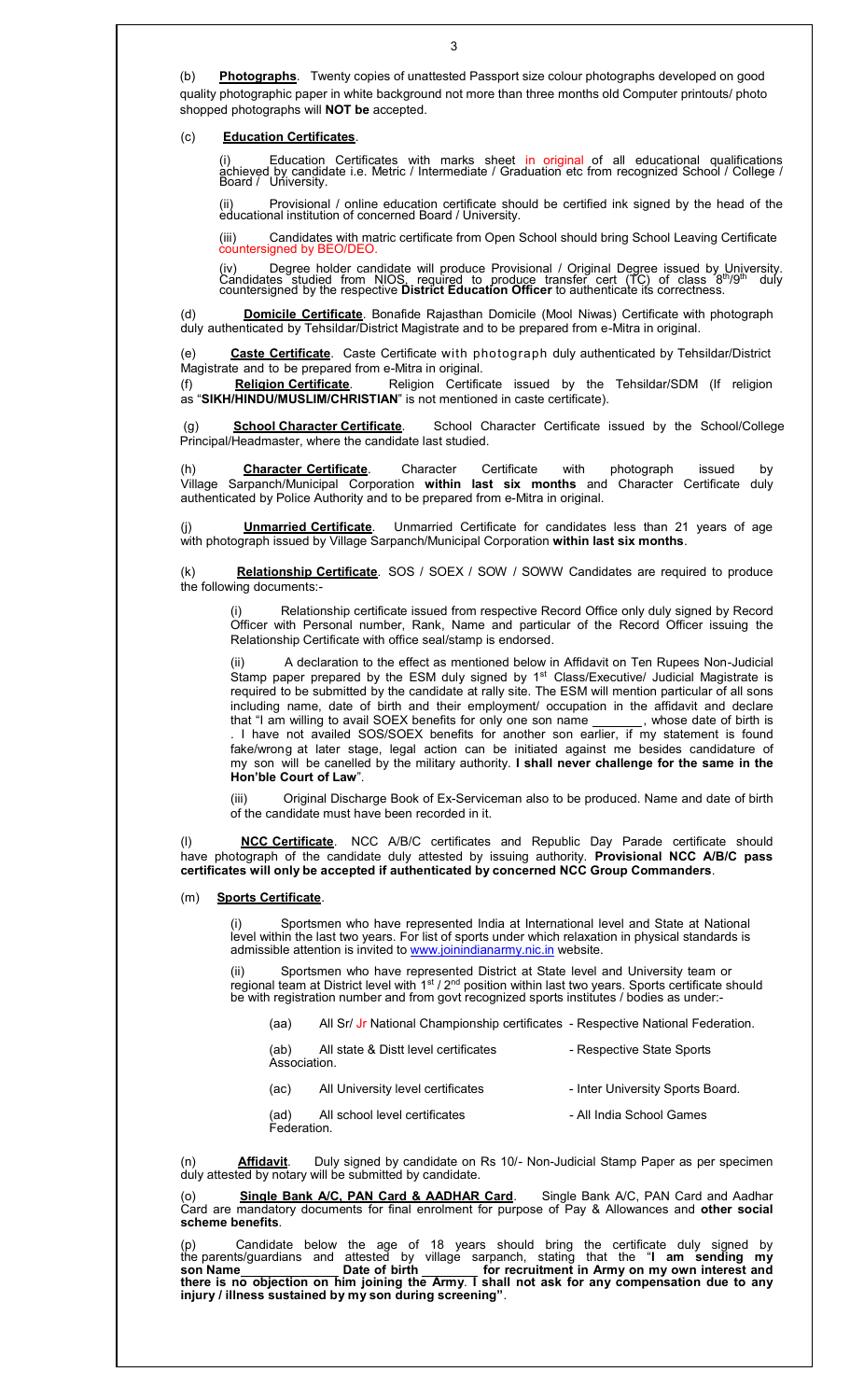(b) **Photographs**. Twenty copies of unattested Passport size colour photographs developed on good quality photographic paper in white background not more than three months old Computer printouts/ photo shopped photographs will **NOT be** accepted.

(c) **Education Certificates**.

(i) Education Certificates with marks sheet in original of all educational qualifications achieved by candidate i.e. Metric / Intermediate / Graduation etc from recognized School / College / Board / University.

(ii) Provisional / online education certificate should be certified ink signed by the head of the educational institution of concerned Board / University.

(iii) Candidates with matric certificate from Open School should bring School Leaving Certificate countersigned by BEO/DEO.

(iv) Degree holder candidate will produce Provisional / Original Degree issued by University. Candidates studied from NIOS, required to produce transfer cert (TC) of class 8th/9th duly countersigned by the respective **District Education Officer** to authenticate its correctness.

(d) **Domicile Certificate**. Bonafide Rajasthan Domicile (Mool Niwas) Certificate with photograph duly authenticated by Tehsildar/District Magistrate and to be prepared from e-Mitra in original.

(e) **Caste Certificate**. Caste Certificate with photograph duly authenticated by Tehsildar/District Magistrate and to be prepared from e-Mitra in original.

(f) **Religion Certificate**. Religion Certificate issued by the Tehsildar/SDM (If religion as "**SIKH/HINDU/MUSLIM/CHRISTIAN**" is not mentioned in caste certificate).

(g) **School Character Certificate**. School Character Certificate issued by the School/College Principal/Headmaster, where the candidate last studied.

(h) **Character Certificate**. Character Certificate with photograph issued by Village Sarpanch/Municipal Corporation **within last six months** and Character Certificate duly authenticated by Police Authority and to be prepared from e-Mitra in original.

(j) **Unmarried Certificate**. Unmarried Certificate for candidates less than 21 years of age with photograph issued by Village Sarpanch/Municipal Corporation **within last six months**.

(k) **Relationship Certificate**. SOS / SOEX / SOW / SOWW Candidates are required to produce the following documents:-

(i) Relationship certificate issued from respective Record Office only duly signed by Record Officer with Personal number, Rank, Name and particular of the Record Officer issuing the Relationship Certificate with office seal/stamp is endorsed.

(ii) A declaration to the effect as mentioned below in Affidavit on Ten Rupees Non-Judicial Stamp paper prepared by the ESM duly signed by 1st Class/Executive/ Judicial Magistrate is required to be submitted by the candidate at rally site. The ESM will mention particular of all sons including name, date of birth and their employment/ occupation in the affidavit and declare that "I am willing to avail SOEX benefits for only one son name _______, whose date of birth is . I have not availed SOS/SOEX benefits for another son earlier, if my statement is found fake/wrong at later stage, legal action can be initiated against me besides candidature of my son will be canelled by the military authority. **I shall never challenge for the same in the Hon'ble Court of Law**".

(iii) Original Discharge Book of Ex-Serviceman also to be produced. Name and date of birth of the candidate must have been recorded in it.

(l) **NCC Certificate**. NCC A/B/C certificates and Republic Day Parade certificate should have photograph of the candidate duly attested by issuing authority. **Provisional NCC A/B/C pass certificates will only be accepted if authenticated by concerned NCC Group Commanders**.

(m) **Sports Certificate**.

(i) Sportsmen who have represented India at International level and State at National level within the last two years. For list of sports under which relaxation in physical standards is admissible attention is invited to www.joinindianarmy.nic.in website.

(ii) Sportsmen who have represented District at State level and University team or regional team at District level with 1st / 2nd position within last two years. Sports certificate should be with registration number and from govt recognized sports institutes / bodies as under:-

(aa) All Sr/ Jr National Championship certificates - Respective National Federation.

(ab) All state & Distt level certificates - Respective State Sports Association.

(ac) All University level certificates - Inter University Sports Board.

(ad) All school level certificates - All India School Games Federation.

(n) **Affidavit**. Duly signed by candidate on Rs 10/- Non-Judicial Stamp Paper as per specimen duly attested by notary will be submitted by candidate.

(o) **Single Bank A/C, PAN Card & AADHAR Card**. Single Bank A/C, PAN Card and Aadhar Card are mandatory documents for final enrolment for purpose of Pay & Allowances and **other social scheme benefits**.

(p) Candidate below the age of 18 years should bring the certificate duly signed by the parents/guardians and attested by village sarpanch, stating that the "**I am sending my son Name______________ Date of birth ________ for recruitment in Army on my own interest and there is no objection on him joining the Army**. **I shall not ask for any compensation due to any injury / illness sustained by my son during screening"**.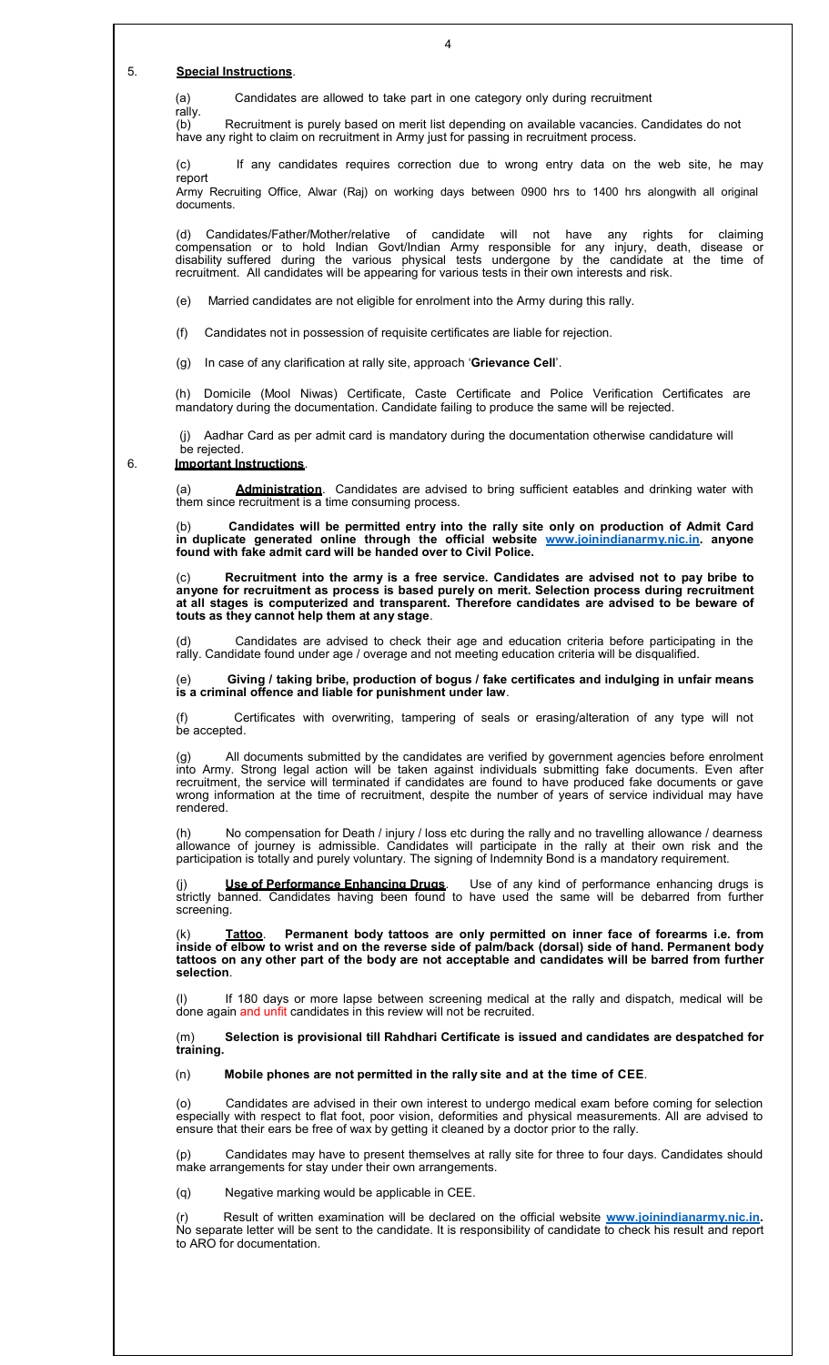5. **Special Instructions**.

(a) Candidates are allowed to take part in one category only during recruitment rally.

(b) Recruitment is purely based on merit list depending on available vacancies. Candidates do not have any right to claim on recruitment in Army just for passing in recruitment process.

(c) If any candidates requires correction due to wrong entry data on the web site, he may report Army Recruiting Office, Alwar (Raj) on working days between 0900 hrs to 1400 hrs alongwith all original documents.

(d) Candidates/Father/Mother/relative of candidate will not have any rights for claiming compensation or to hold Indian Govt/Indian Army responsible for any injury, death, disease or disability suffered during the various physical tests undergone by the candidate at the time of recruitment. All candidates will be appearing for various tests in their own interests and risk.

(e) Married candidates are not eligible for enrolment into the Army during this rally.

(f) Candidates not in possession of requisite certificates are liable for rejection.

(g) In case of any clarification at rally site, approach '**Grievance Cell**'.

(h) Domicile (Mool Niwas) Certificate, Caste Certificate and Police Verification Certificates are mandatory during the documentation. Candidate failing to produce the same will be rejected.

(j) Aadhar Card as per admit card is mandatory during the documentation otherwise candidature will be rejected.

6. **Important Instructions**.

(a) **Administration**. Candidates are advised to bring sufficient eatables and drinking water with them since recruitment is a time consuming process.

(b) **Candidates will be permitted entry into the rally site only on production of Admit Card in duplicate generated online through the official website www.joinindianarmy.nic.in. anyone found with fake admit card will be handed over to Civil Police.**

(c) **Recruitment into the army is a free service. Candidates are advised not to pay bribe to anyone for recruitment as process is based purely on merit. Selection process during recruitment at all stages is computerized and transparent. Therefore candidates are advised to be beware of touts as they cannot help them at any stage**.

(d) Candidates are advised to check their age and education criteria before participating in the rally. Candidate found under age / overage and not meeting education criteria will be disqualified.

(e) **Giving / taking bribe, production of bogus / fake certificates and indulging in unfair means is a criminal offence and liable for punishment under law**.

(f) Certificates with overwriting, tampering of seals or erasing/alteration of any type will not be accepted.

(g) All documents submitted by the candidates are verified by government agencies before enrolment into Army. Strong legal action will be taken against individuals submitting fake documents. Even after recruitment, the service will terminated if candidates are found to have produced fake documents or gave wrong information at the time of recruitment, despite the number of years of service individual may have rendered.

(h) No compensation for Death / injury / loss etc during the rally and no travelling allowance / dearness allowance of journey is admissible. Candidates will participate in the rally at their own risk and the participation is totally and purely voluntary. The signing of Indemnity Bond is a mandatory requirement.

(j) **Use of Performance Enhancing Drugs**. Use of any kind of performance enhancing drugs is strictly banned. Candidates having been found to have used the same will be debarred from further screening.

(k) **Tattoo**. **Permanent body tattoos are only permitted on inner face of forearms i.e. from inside of elbow to wrist and on the reverse side of palm/back (dorsal) side of hand. Permanent body tattoos on any other part of the body are not acceptable and candidates will be barred from further selection**.

(l) If 180 days or more lapse between screening medical at the rally and dispatch, medical will be done again and unfit candidates in this review will not be recruited.

(m) **Selection is provisional till Rahdhari Certificate is issued and candidates are despatched for training.**

(n) **Mobile phones are not permitted in the rally site and at the time of CEE**.

(o) Candidates are advised in their own interest to undergo medical exam before coming for selection especially with respect to flat foot, poor vision, deformities and physical measurements. All are advised to ensure that their ears be free of wax by getting it cleaned by a doctor prior to the rally.

(p) Candidates may have to present themselves at rally site for three to four days. Candidates should make arrangements for stay under their own arrangements.

(q) Negative marking would be applicable in CEE.

(r) Result of written examination will be declared on the official website **www.joinindianarmy.nic.in.** No separate letter will be sent to the candidate. It is responsibility of candidate to check his result and report to ARO for documentation.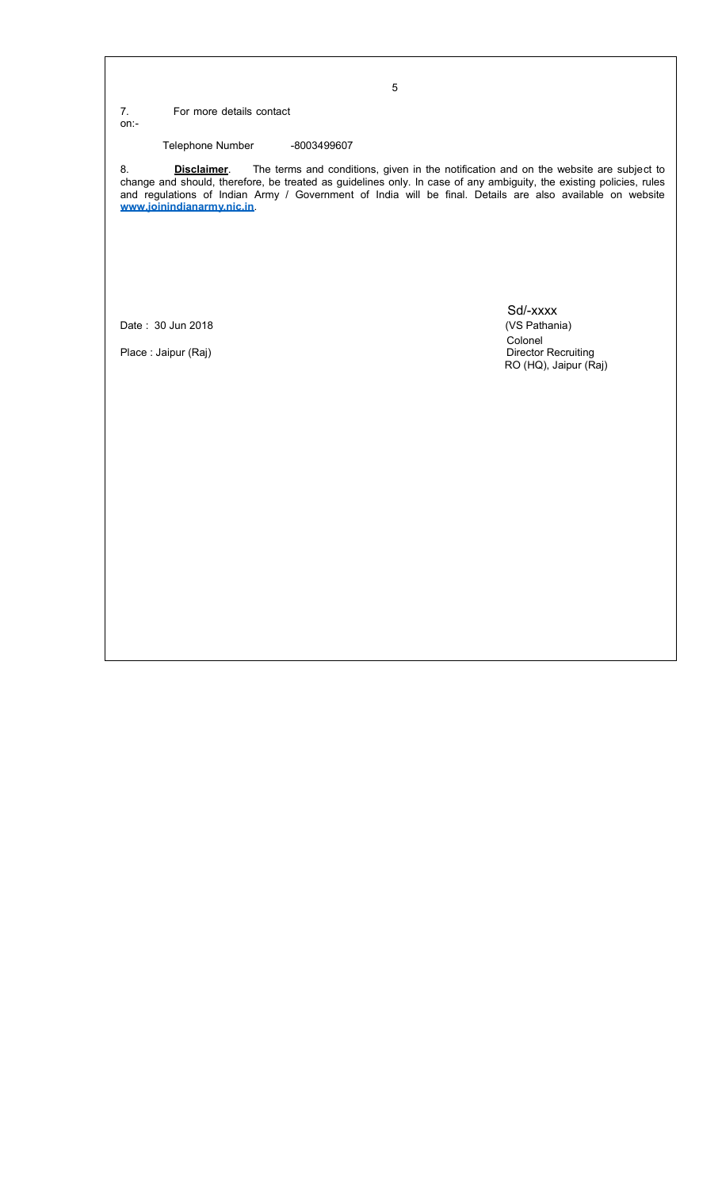7. For more details contact on:-

Telephone Number -8003499607

8. **Disclaimer**. The terms and conditions, given in the notification and on the website are subject to change and should, therefore, be treated as guidelines only. In case of any ambiguity, the existing policies, rules and regulations of Indian Army / Government of India will be final. Details are also available on website **www.joinindianarmy.nic.in**.

Date : 30 Jun 2018

Place : Jaipur (Raj)

Sd/-xxxx
(VS Pathania)
Colonel
Director Recruiting
RO (HQ), Jaipur (Raj)